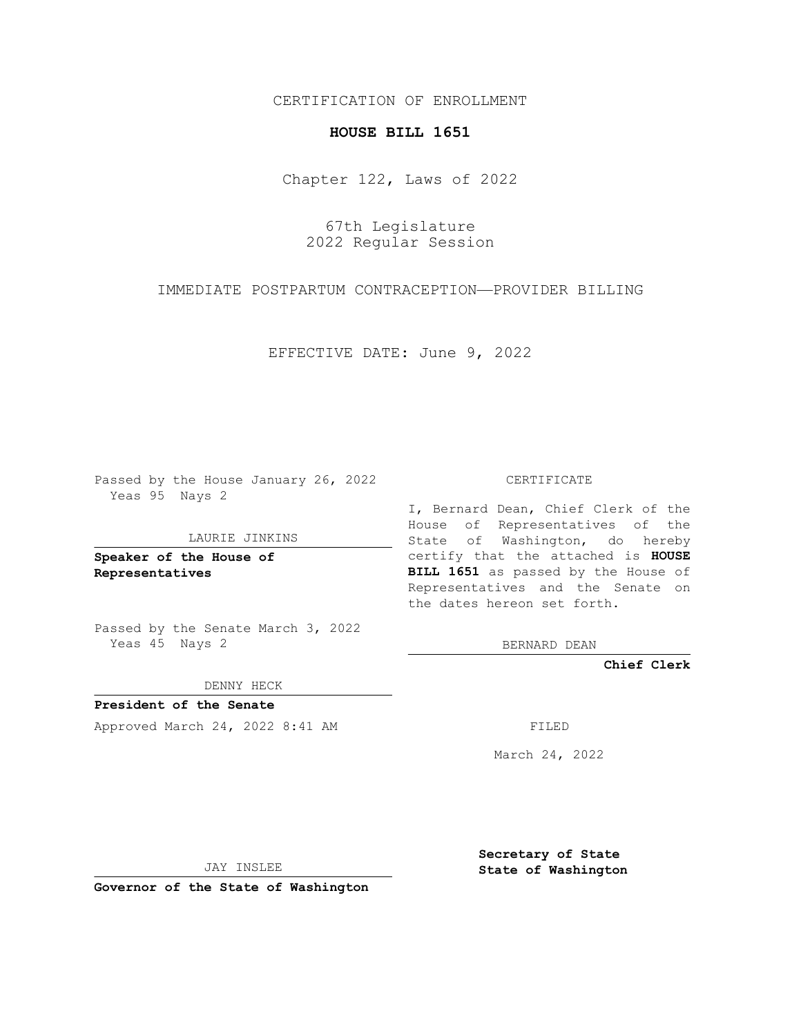CERTIFICATION OF ENROLLMENT

**HOUSE BILL 1651**

Chapter 122, Laws of 2022

67th Legislature
2022 Regular Session

IMMEDIATE POSTPARTUM CONTRACEPTION—PROVIDER BILLING

EFFECTIVE DATE: June 9, 2022

Passed by the House January 26, 2022
Yeas 95 Nays 2

LAURIE JINKINS

**Speaker of the House of Representatives**

Passed by the Senate March 3, 2022
Yeas 45 Nays 2

DENNY HECK

**President of the Senate**

Approved March 24, 2022 8:41 AM

JAY INSLEE

**Governor of the State of Washington**

CERTIFICATE

I, Bernard Dean, Chief Clerk of the House of Representatives of the State of Washington, do hereby certify that the attached is **HOUSE BILL 1651** as passed by the House of Representatives and the Senate on the dates hereon set forth.

BERNARD DEAN

**Chief Clerk**

FILED

March 24, 2022

**Secretary of State State of Washington**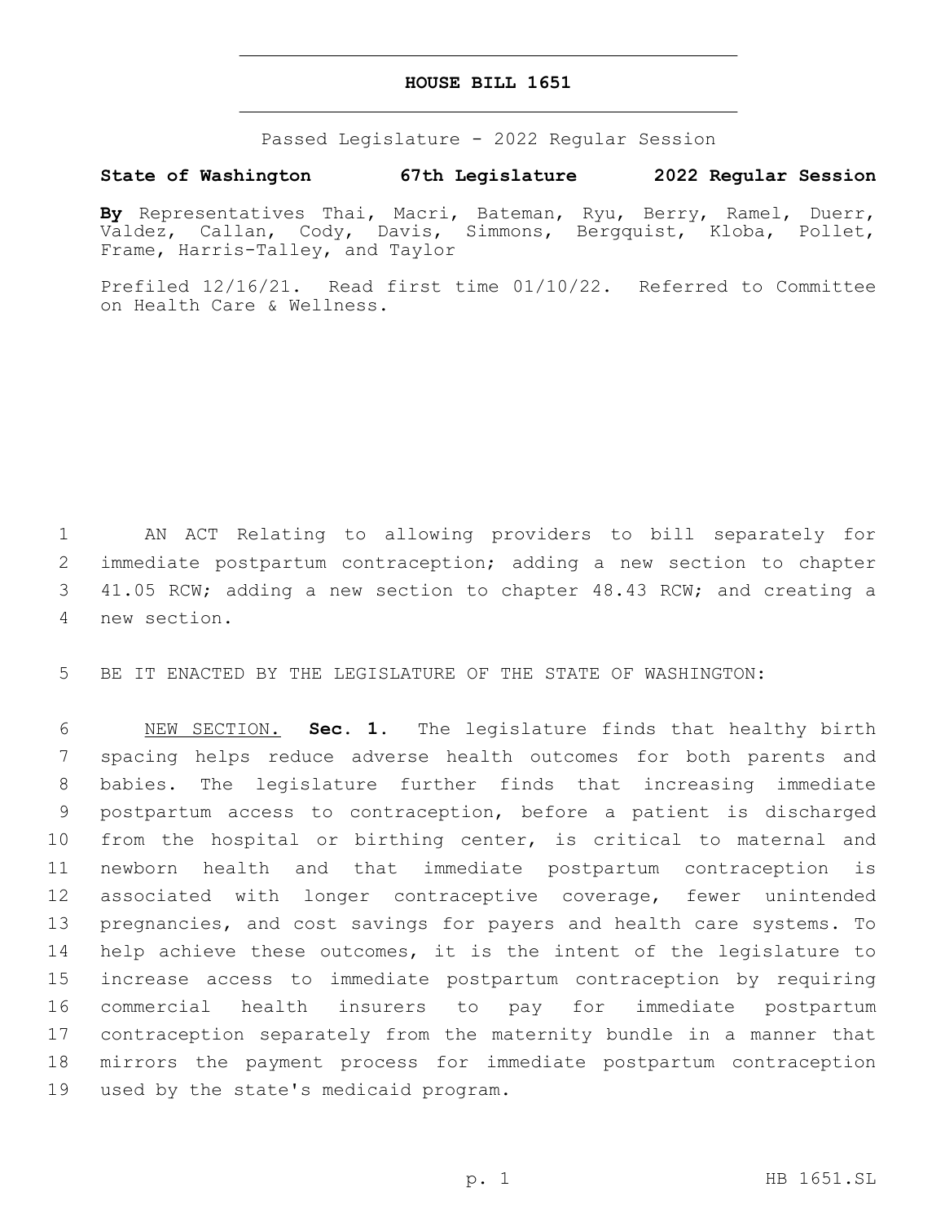# HOUSE BILL 1651

Passed Legislature - 2022 Regular Session

**State of Washington 67th Legislature 2022 Regular Session**

**By** Representatives Thai, Macri, Bateman, Ryu, Berry, Ramel, Duerr, Valdez, Callan, Cody, Davis, Simmons, Bergquist, Kloba, Pollet, Frame, Harris-Talley, and Taylor

Prefiled 12/16/21. Read first time 01/10/22. Referred to Committee on Health Care & Wellness.

AN ACT Relating to allowing providers to bill separately for immediate postpartum contraception; adding a new section to chapter 41.05 RCW; adding a new section to chapter 48.43 RCW; and creating a new section.

BE IT ENACTED BY THE LEGISLATURE OF THE STATE OF WASHINGTON:

NEW SECTION. **Sec. 1.** The legislature finds that healthy birth spacing helps reduce adverse health outcomes for both parents and babies. The legislature further finds that increasing immediate postpartum access to contraception, before a patient is discharged from the hospital or birthing center, is critical to maternal and newborn health and that immediate postpartum contraception is associated with longer contraceptive coverage, fewer unintended pregnancies, and cost savings for payers and health care systems. To help achieve these outcomes, it is the intent of the legislature to increase access to immediate postpartum contraception by requiring commercial health insurers to pay for immediate postpartum contraception separately from the maternity bundle in a manner that mirrors the payment process for immediate postpartum contraception used by the state's medicaid program.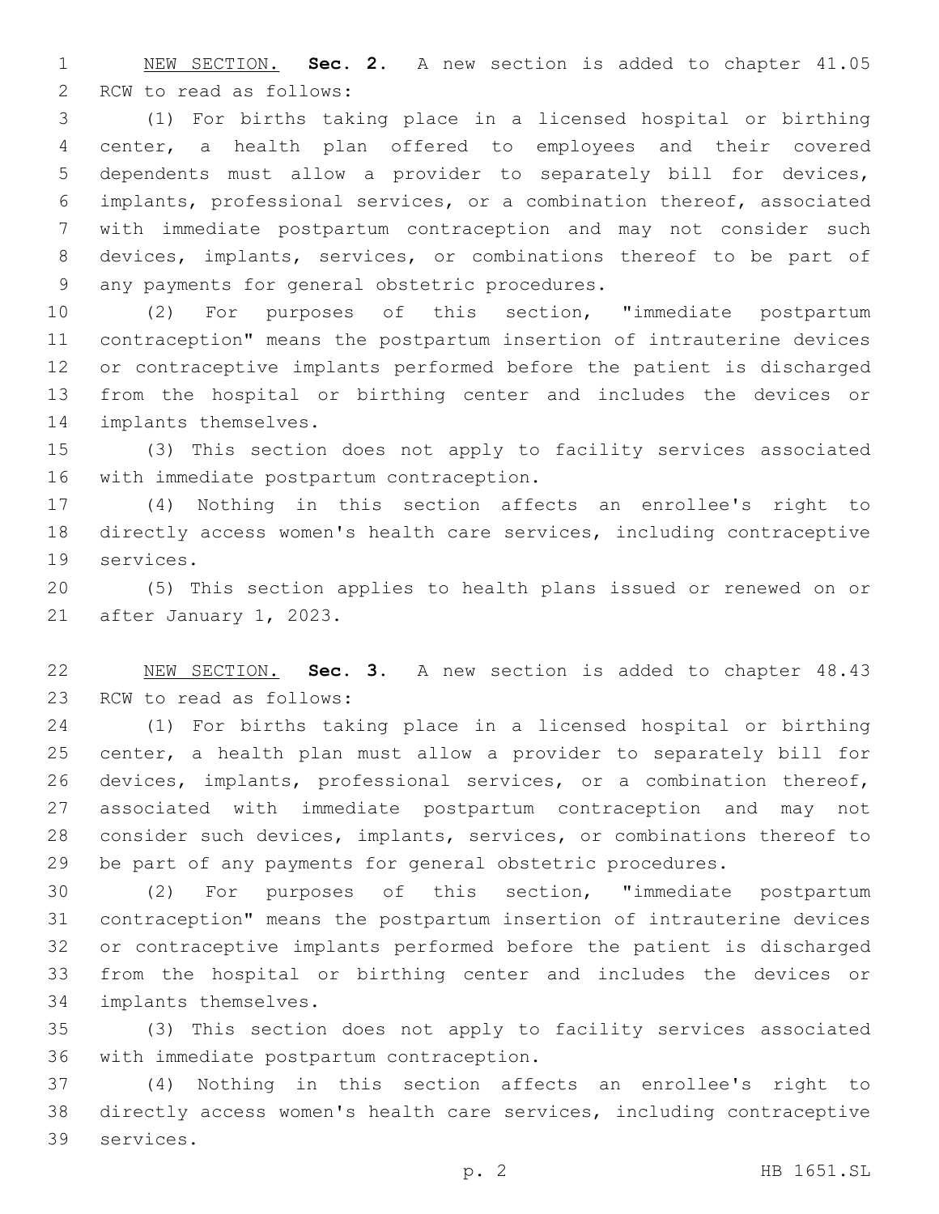NEW SECTION. **Sec. 2.** A new section is added to chapter 41.05 RCW to read as follows:

(1) For births taking place in a licensed hospital or birthing center, a health plan offered to employees and their covered dependents must allow a provider to separately bill for devices, implants, professional services, or a combination thereof, associated with immediate postpartum contraception and may not consider such devices, implants, services, or combinations thereof to be part of any payments for general obstetric procedures.

(2) For purposes of this section, "immediate postpartum contraception" means the postpartum insertion of intrauterine devices or contraceptive implants performed before the patient is discharged from the hospital or birthing center and includes the devices or implants themselves.

(3) This section does not apply to facility services associated with immediate postpartum contraception.

(4) Nothing in this section affects an enrollee's right to directly access women's health care services, including contraceptive services.

(5) This section applies to health plans issued or renewed on or after January 1, 2023.

NEW SECTION. **Sec. 3.** A new section is added to chapter 48.43 RCW to read as follows:

(1) For births taking place in a licensed hospital or birthing center, a health plan must allow a provider to separately bill for devices, implants, professional services, or a combination thereof, associated with immediate postpartum contraception and may not consider such devices, implants, services, or combinations thereof to be part of any payments for general obstetric procedures.

(2) For purposes of this section, "immediate postpartum contraception" means the postpartum insertion of intrauterine devices or contraceptive implants performed before the patient is discharged from the hospital or birthing center and includes the devices or implants themselves.

(3) This section does not apply to facility services associated with immediate postpartum contraception.

(4) Nothing in this section affects an enrollee's right to directly access women's health care services, including contraceptive services.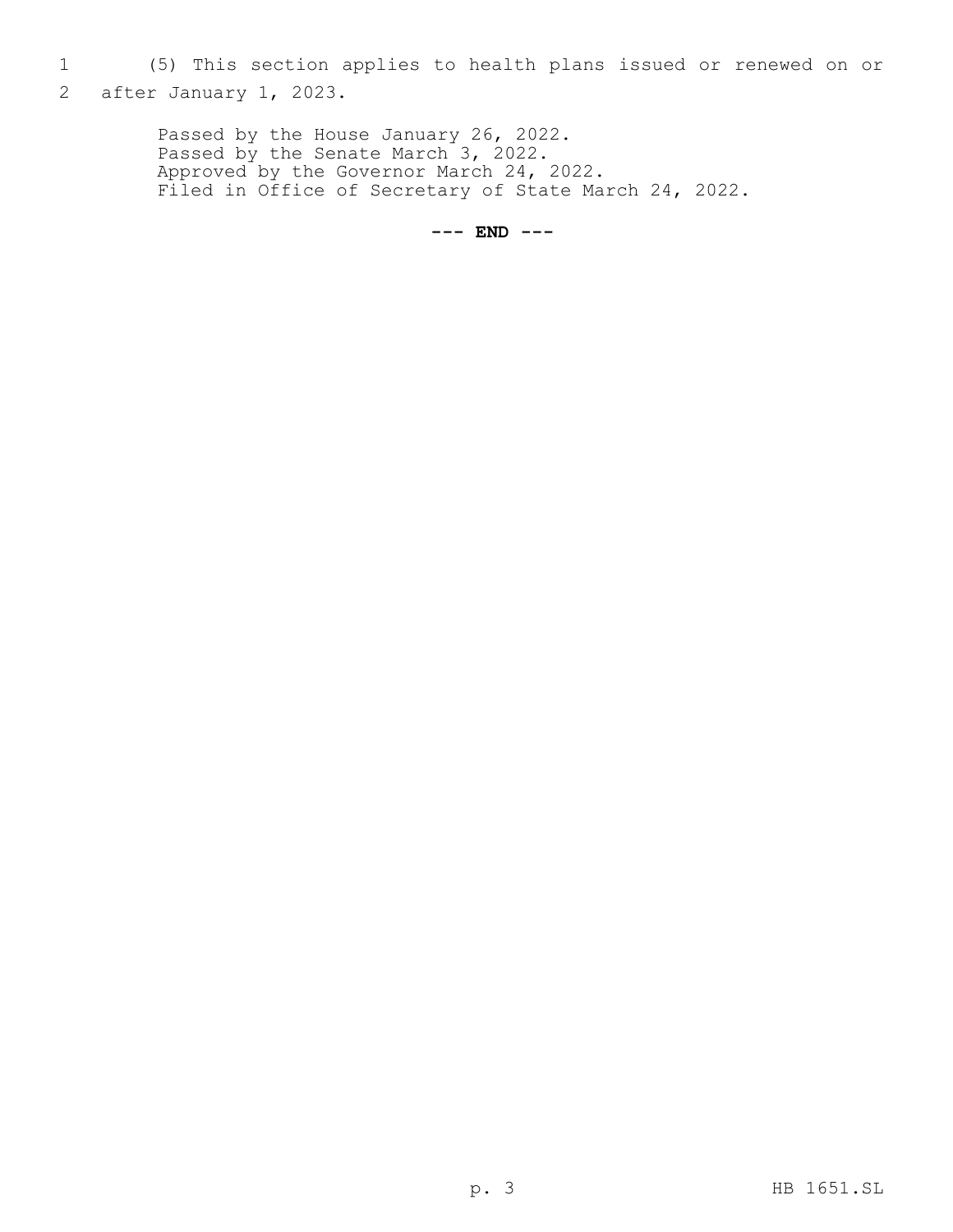(5) This section applies to health plans issued or renewed on or after January 1, 2023.

Passed by the House January 26, 2022.
Passed by the Senate March 3, 2022.
Approved by the Governor March 24, 2022.
Filed in Office of Secretary of State March 24, 2022.

**--- END ---**